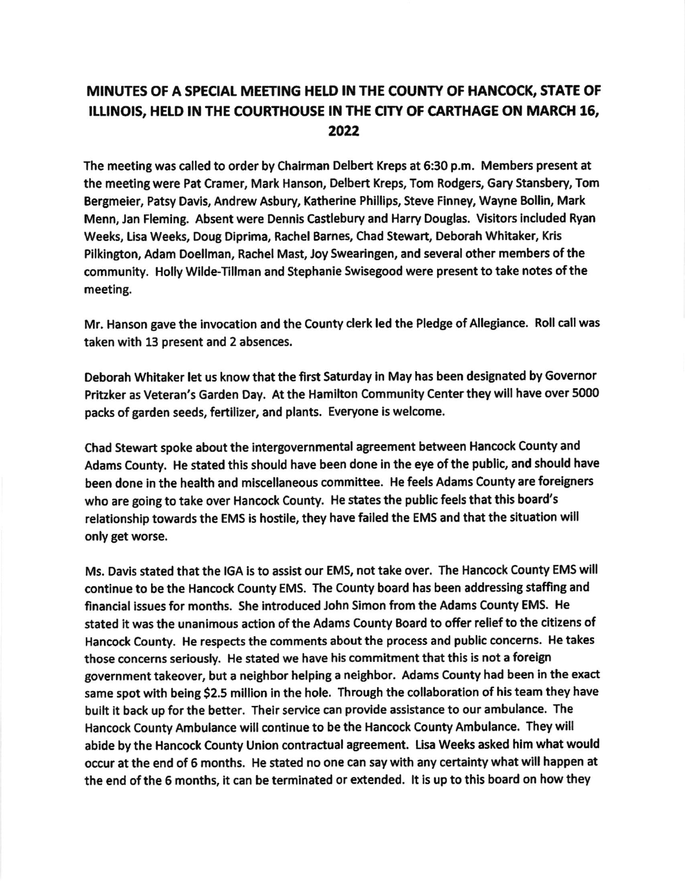# MINUTES OF A SPECIAL MEETING HELD IN THE COUNTY OF HANCOCK, STATE OF ILLINOIS, HELD IN THE COURTHOUSE IN THE CITY OF CARTHAGE ON MARCH 16, 2022

The meeting was called to order by Chairman Delbert Kreps at 6:30 p.m. Members present at the meeting were Pat Cramer, Mark Hanson, Delbert Kreps, Tom Rodgers, Gary Stansbery, Tom Bergmeier, Patsy Davis, Andrew Asbury, Katherine Phillips, Steve Finney, Wayne Bollin, Mark Menn, Jan Fleming. Absent were Dennis Castlebury and Harry Douglas. Visitors included Ryan Weeks, Lisa Weeks, Doug Diprima, Rachel Barnes, Chad Stewart, Deborah Whitaker, Kris Pilkington, Adam Doellman, Rachel Mast, Joy Swearingen, and several other members of the community. Holly Wilde-Tillman and Stephanie Swisegood were present to take notes of the meeting.

Mr. Hanson gave the invocation and the County clerk led the Pledge of Allegiance. Roll call was taken with 13 present and 2 absences.

Deborah Whitaker let us know that the first Saturday in May has been designated by Governor Pritzker as Veteran's Garden Day. At the Hamilton Community Center they will have over 5000 packs of garden seeds, fertilizer, and plants. Everyone is welcome.

Chad Stewart spoke about the intergovernmental agreement between Hancock County and Adams County. He stated this should have been done in the eye of the public, and should have been done in the health and miscellaneous committee. He feels Adams County are foreigners who are going to take over Hancock County. He states the public feels that this board's relationship towards the EMS is hostile, they have failed the EMS and that the situation will only get worse.

Ms. Davis stated that the IGA is to assist our EMS, not take over. The Hancock County EMS will continue to be the Hancock County EMS. The County board has been addressing staffing and financial issues for months. She introduced John Simon from the Adams County EMS. He stated it was the unanimous action of the Adams County Board to offer relief to the citizens of Hancock County. He respects the comments about the process and public concerns. He takes those concerns seriously. He stated we have his commitment that this is not a foreign government takeover, but a neighbor helping a neighbor. Adams County had been in the exact same spot with being $2.5 million in the hole. Through the collaboration of his team they have built it back up for the better. Their service can provide assistance to our ambulance. The Hancock County Ambulance will continue to be the Hancock County Ambulance. They will abide by the Hancock County Union contractual agreement. Lisa Weeks asked him what would occur at the end of 6 months. He stated no one can say with any certainty what will happen at the end of the 6 months, it can be terminated or extended. It is up to this board on how they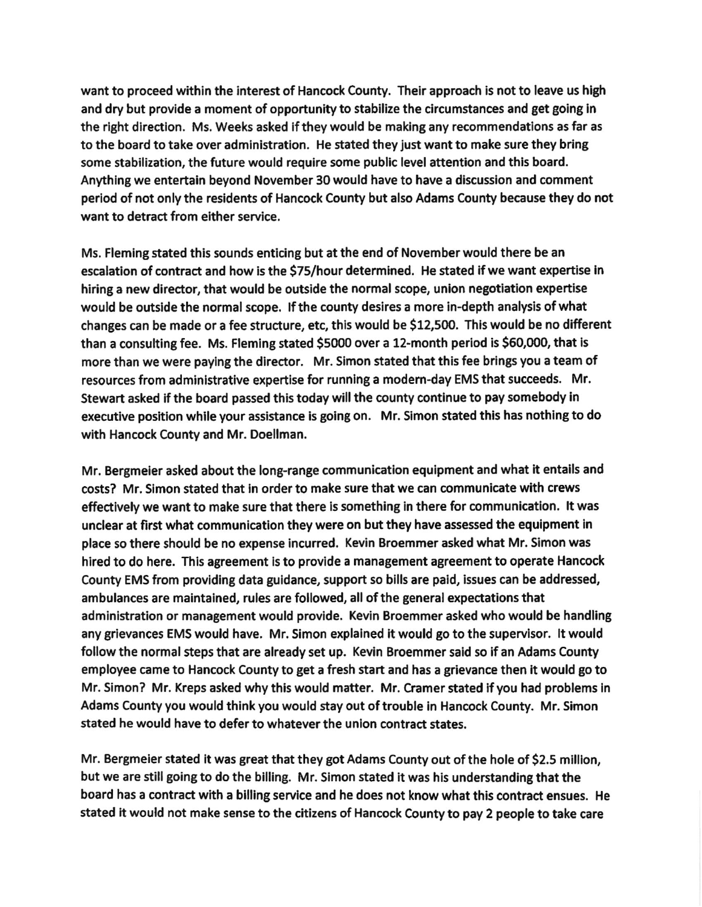want to proceed within the interest of Hancock County. Their approach is not to leave us high and dry but provide a moment of opportunity to stabilize the circumstances and get going in the right direction. Ms. Weeks asked if they would be making any recommendations as far as to the board to take over administration. He stated they just want to make sure they bring some stabilization, the future would require some public level attention and this board. Anything we entertain beyond November 30 would have to have a discussion and comment period of not only the residents of Hancock County but also Adams County because they do not want to detract from either service.

Ms. Fleming stated this sounds enticing but at the end of November would there be an escalation of contract and how is the $75/hour determined. He stated if we want expertise in hiring a new director, that would be outside the normal scope, union negotiation expertise would be outside the normal scope. If the county desires a more in-depth analysis of what changes can be made or a fee structure, etc, this would be $12,500. This would be no different than a consulting fee. Ms. Fleming stated $5000 over a 12-month period is $60,000, that is more than we were paying the director. Mr. Simon stated that this fee brings you a team of resources from administrative expertise for running a modern-day EMS that succeeds. Mr. Stewart asked if the board passed this today will the county continue to pay somebody in executive position while your assistance is going on. Mr. Simon stated this has nothing to do with Hancock County and Mr. Doellman.

Mr. Bergmeier asked about the long-range communication equipment and what it entails and costs? Mr. Simon stated that in order to make sure that we can communicate with crews effectively we want to make sure that there is something in there for communication. It was unclear at first what communication they were on but they have assessed the equipment in place so there should be no expense incurred. Kevin Broemmer asked what Mr. Simon was hired to do here. This agreement is to provide a management agreement to operate Hancock County EMS from providing data guidance, support so bills are paid, issues can be addressed, ambulances are maintained, rules are followed, all of the general expectations that administration or management would provide. Kevin Broemmer asked who would be handling any grievances EMS would have. Mr. Simon explained it would go to the supervisor. It would follow the normal steps that are already set up. Kevin Broemmer said so if an Adams County employee came to Hancock County to get a fresh start and has a grievance then it would go to Mr. Simon? Mr. Kreps asked why this would matter. Mr. Cramer stated if you had problems in Adams County you would think you would stay out of trouble in Hancock County. Mr. Simon stated he would have to defer to whatever the union contract states.

Mr. Bergmeier stated it was great that they got Adams County out of the hole of $2.5 million, but we are still going to do the billing. Mr. Simon stated it was his understanding that the board has a contract with a billing service and he does not know what this contract ensues. He stated it would not make sense to the citizens of Hancock County to pay 2 people to take care